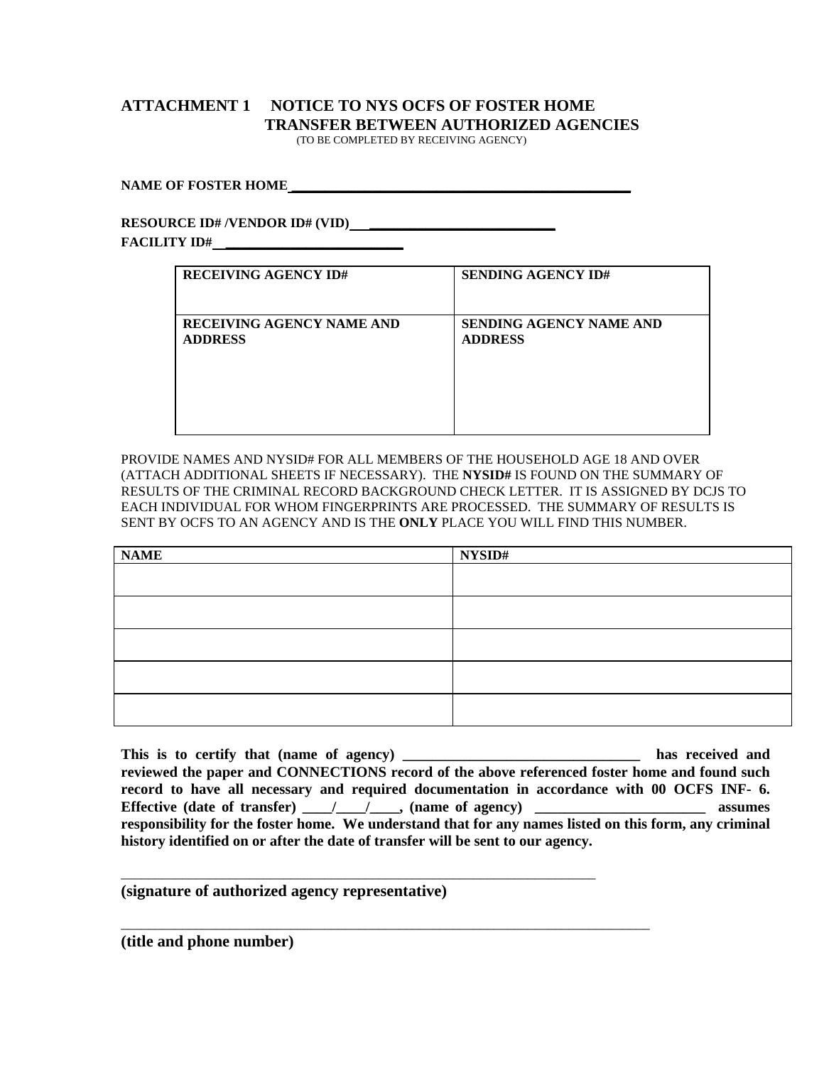# ATTACHMENT 1 NOTICE TO NYS OCFS OF FOSTER HOME TRANSFER BETWEEN AUTHORIZED AGENCIES

(TO BE COMPLETED BY RECEIVING AGENCY)

**NAME OF FOSTER HOME** ____________________________________________

**RESOURCE ID# /VENDOR ID# (VID)** ___________________________

**FACILITY ID#** __________________________

| RECEIVING AGENCY ID# | SENDING AGENCY ID# |
|---|---|
| **RECEIVING AGENCY NAME AND ADDRESS** | **SENDING AGENCY NAME AND ADDRESS** |

PROVIDE NAMES AND NYSID# FOR ALL MEMBERS OF THE HOUSEHOLD AGE 18 AND OVER (ATTACH ADDITIONAL SHEETS IF NECESSARY). THE **NYSID#** IS FOUND ON THE SUMMARY OF RESULTS OF THE CRIMINAL RECORD BACKGROUND CHECK LETTER. IT IS ASSIGNED BY DCJS TO EACH INDIVIDUAL FOR WHOM FINGERPRINTS ARE PROCESSED. THE SUMMARY OF RESULTS IS SENT BY OCFS TO AN AGENCY AND IS THE **ONLY** PLACE YOU WILL FIND THIS NUMBER.

| NAME | NYSID# |
|---|---|
| | |
| | |
| | |
| | |
| | |

**This is to certify that (name of agency) _________________________________ has received and reviewed the paper and CONNECTIONS record of the above referenced foster home and found such record to have all necessary and required documentation in accordance with 00 OCFS INF- 6. Effective (date of transfer) ____/____/____, (name of agency) _______________________ assumes responsibility for the foster home. We understand that for any names listed on this form, any criminal history identified on or after the date of transfer will be sent to our agency.**

_________________________________________________________________

**(signature of authorized agency representative)**

_________________________________________________________________

**(title and phone number)**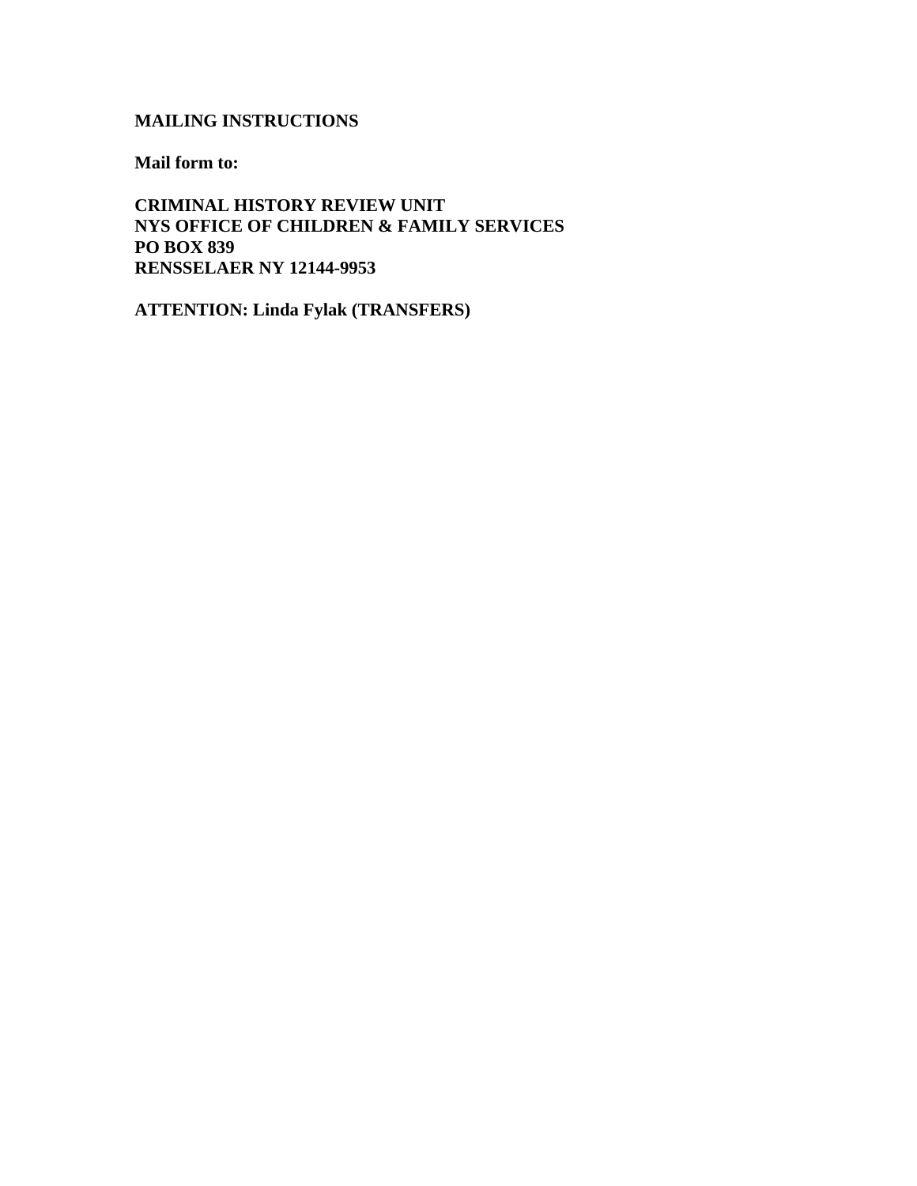**MAILING INSTRUCTIONS**

**Mail form to:**

**CRIMINAL HISTORY REVIEW UNIT**
**NYS OFFICE OF CHILDREN & FAMILY SERVICES**
**PO BOX 839**
**RENSSELAER NY 12144-9953**

**ATTENTION: Linda Fylak (TRANSFERS)**